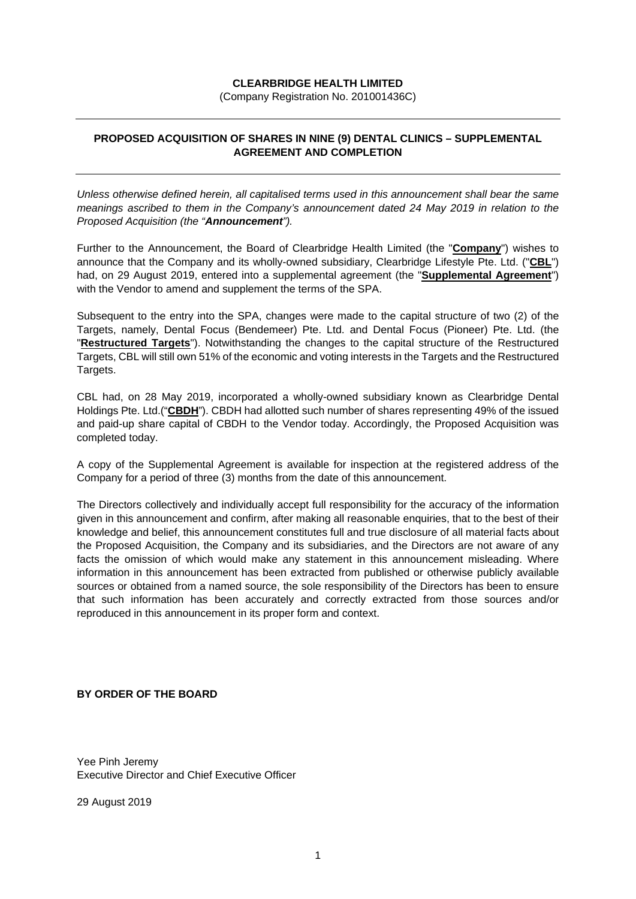**CLEARBRIDGE HEALTH LIMITED**

(Company Registration No. 201001436C)

---

**PROPOSED ACQUISITION OF SHARES IN NINE (9) DENTAL CLINICS – SUPPLEMENTAL AGREEMENT AND COMPLETION**

---

*Unless otherwise defined herein, all capitalised terms used in this announcement shall bear the same meanings ascribed to them in the Company's announcement dated 24 May 2019 in relation to the Proposed Acquisition (the "**Announcement**").*

Further to the Announcement, the Board of Clearbridge Health Limited (the "**Company**") wishes to announce that the Company and its wholly-owned subsidiary, Clearbridge Lifestyle Pte. Ltd. ("**CBL**") had, on 29 August 2019, entered into a supplemental agreement (the "**Supplemental Agreement**") with the Vendor to amend and supplement the terms of the SPA.

Subsequent to the entry into the SPA, changes were made to the capital structure of two (2) of the Targets, namely, Dental Focus (Bendemeer) Pte. Ltd. and Dental Focus (Pioneer) Pte. Ltd. (the "**Restructured Targets**"). Notwithstanding the changes to the capital structure of the Restructured Targets, CBL will still own 51% of the economic and voting interests in the Targets and the Restructured Targets.

CBL had, on 28 May 2019, incorporated a wholly-owned subsidiary known as Clearbridge Dental Holdings Pte. Ltd.("**CBDH**"). CBDH had allotted such number of shares representing 49% of the issued and paid-up share capital of CBDH to the Vendor today. Accordingly, the Proposed Acquisition was completed today.

A copy of the Supplemental Agreement is available for inspection at the registered address of the Company for a period of three (3) months from the date of this announcement.

The Directors collectively and individually accept full responsibility for the accuracy of the information given in this announcement and confirm, after making all reasonable enquiries, that to the best of their knowledge and belief, this announcement constitutes full and true disclosure of all material facts about the Proposed Acquisition, the Company and its subsidiaries, and the Directors are not aware of any facts the omission of which would make any statement in this announcement misleading. Where information in this announcement has been extracted from published or otherwise publicly available sources or obtained from a named source, the sole responsibility of the Directors has been to ensure that such information has been accurately and correctly extracted from those sources and/or reproduced in this announcement in its proper form and context.

**BY ORDER OF THE BOARD**

Yee Pinh Jeremy
Executive Director and Chief Executive Officer

29 August 2019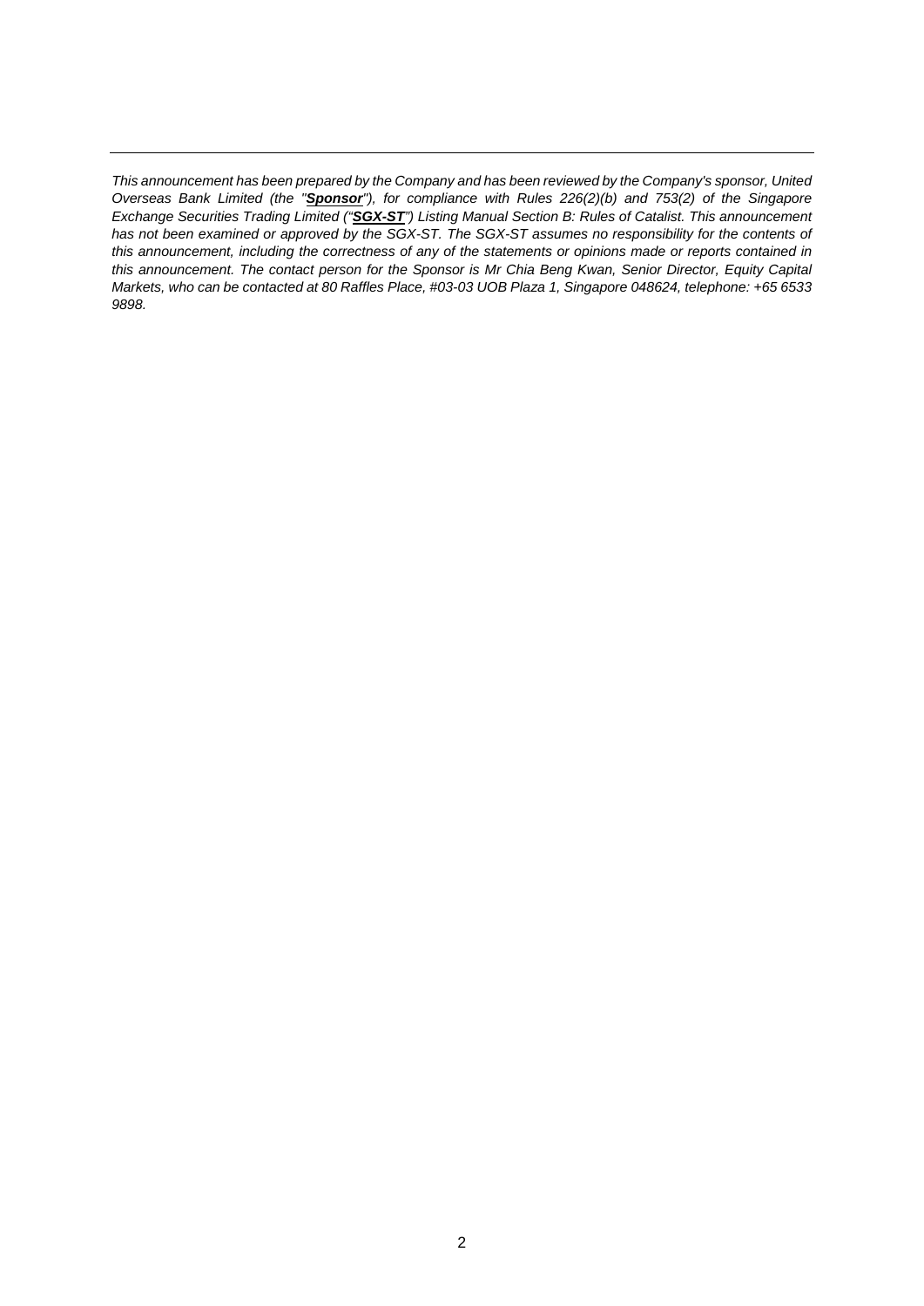---

*This announcement has been prepared by the Company and has been reviewed by the Company's sponsor, United Overseas Bank Limited (the "****Sponsor****"), for compliance with Rules 226(2)(b) and 753(2) of the Singapore Exchange Securities Trading Limited ("****SGX-ST****") Listing Manual Section B: Rules of Catalist. This announcement has not been examined or approved by the SGX-ST. The SGX-ST assumes no responsibility for the contents of this announcement, including the correctness of any of the statements or opinions made or reports contained in this announcement. The contact person for the Sponsor is Mr Chia Beng Kwan, Senior Director, Equity Capital Markets, who can be contacted at 80 Raffles Place, #03-03 UOB Plaza 1, Singapore 048624, telephone: +65 6533 9898.*